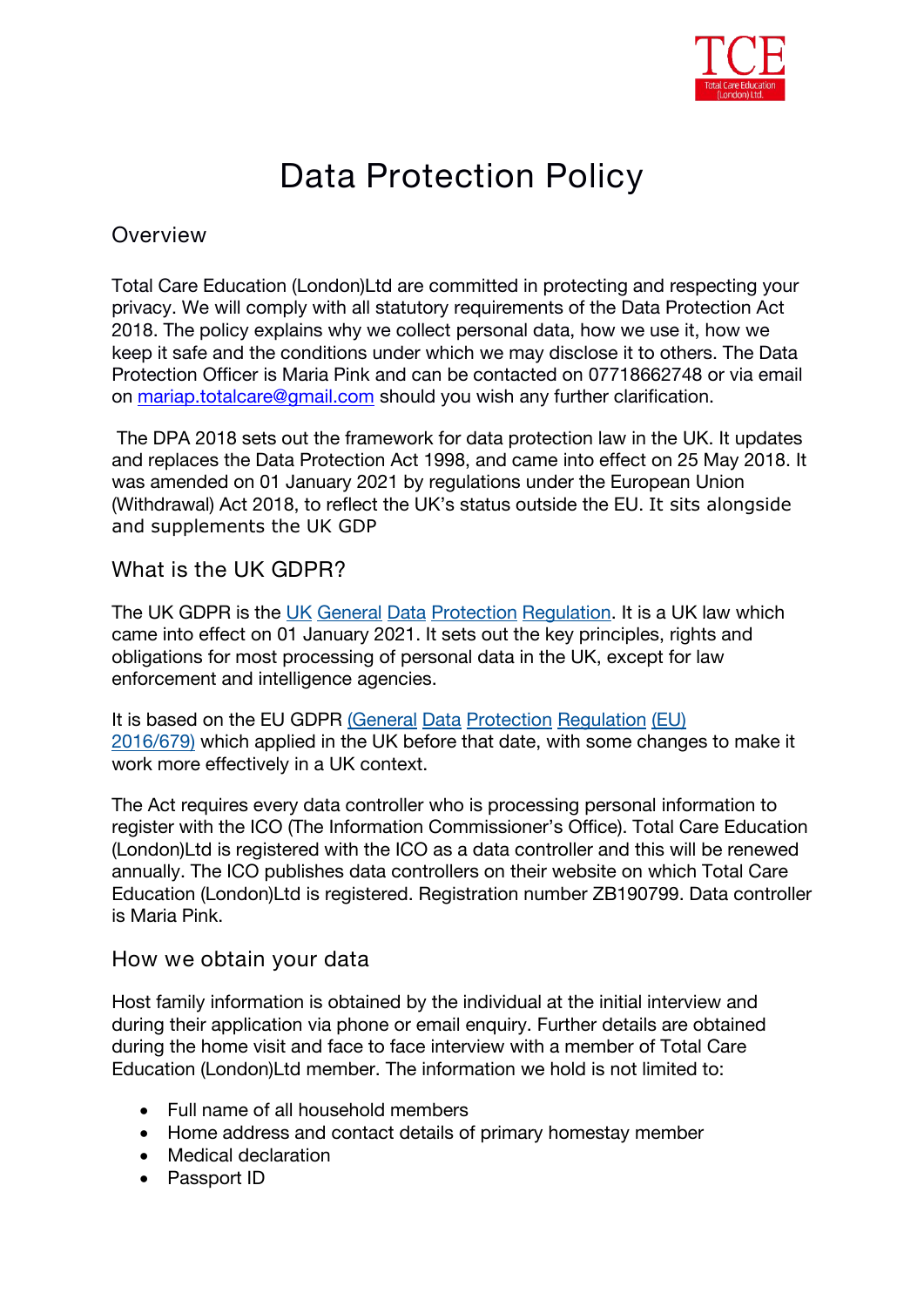# Data Protection Policy

## Overview

Total Care Education (London)Ltd are committed in protecting and respecting your privacy. We will comply with all statutory requirements of the Data Protection Act 2018. The policy explains why we collect personal data, how we use it, how we keep it safe and the conditions under which we may disclose it to others. The Data Protection Officer is Maria Pink and can be contacted on 07718662748 or via email on mariap.totalcare@gmail.com should you wish any further clarification.

The DPA 2018 sets out the framework for data protection law in the UK. It updates and replaces the Data Protection Act 1998, and came into effect on 25 May 2018. It was amended on 01 January 2021 by regulations under the European Union (Withdrawal) Act 2018, to reflect the UK's status outside the EU. It sits alongside and supplements the UK GDP

## What is the UK GDPR?

The UK GDPR is the UK General Data Protection Regulation. It is a UK law which came into effect on 01 January 2021. It sets out the key principles, rights and obligations for most processing of personal data in the UK, except for law enforcement and intelligence agencies.

It is based on the EU GDPR (General Data Protection Regulation (EU) 2016/679) which applied in the UK before that date, with some changes to make it work more effectively in a UK context.

The Act requires every data controller who is processing personal information to register with the ICO (The Information Commissioner's Office). Total Care Education (London)Ltd is registered with the ICO as a data controller and this will be renewed annually. The ICO publishes data controllers on their website on which Total Care Education (London)Ltd is registered. Registration number ZB190799. Data controller is Maria Pink.

## How we obtain your data

Host family information is obtained by the individual at the initial interview and during their application via phone or email enquiry. Further details are obtained during the home visit and face to face interview with a member of Total Care Education (London)Ltd member. The information we hold is not limited to:

- Full name of all household members
- Home address and contact details of primary homestay member
- Medical declaration
- Passport ID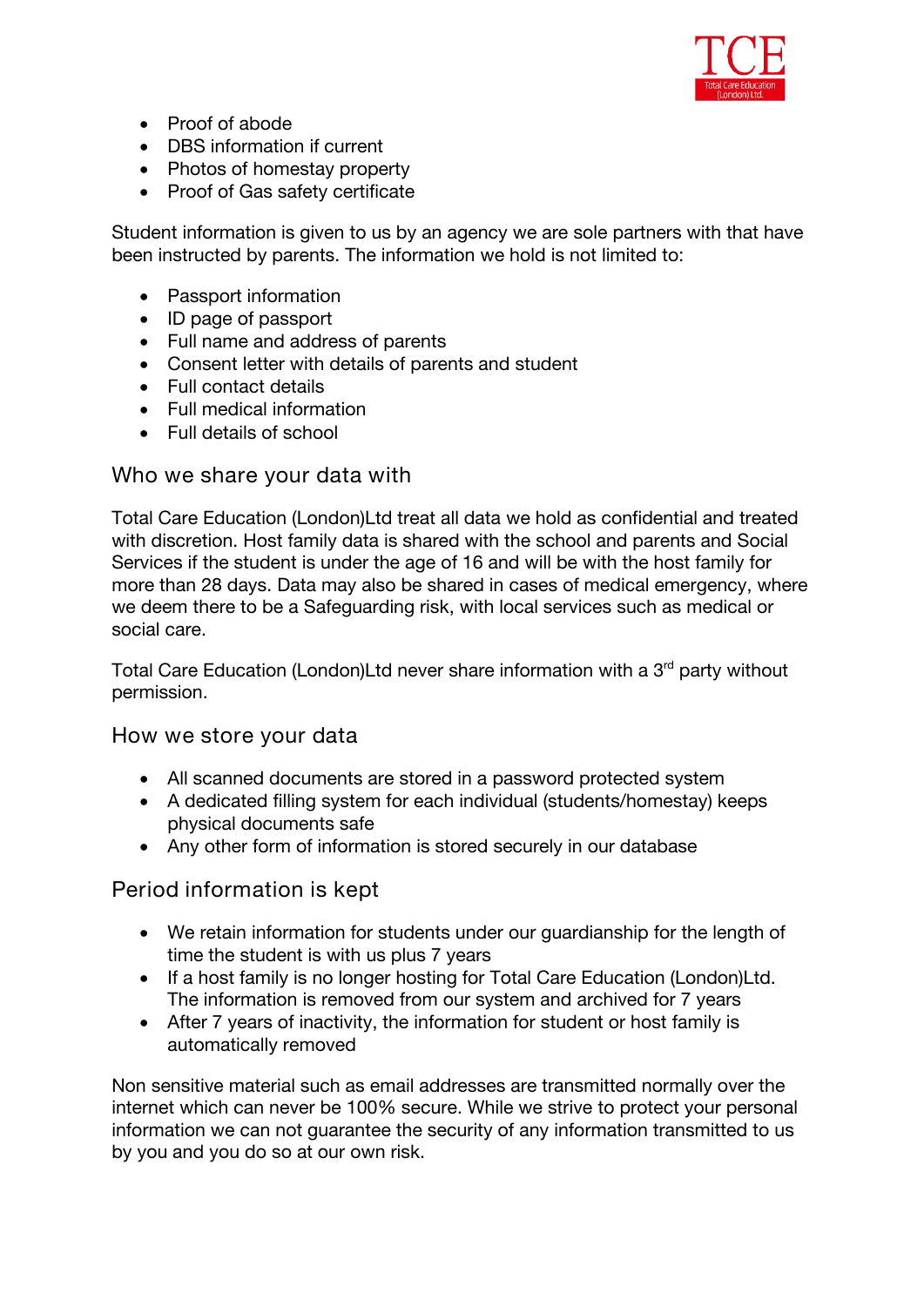- Proof of abode
- DBS information if current
- Photos of homestay property
- Proof of Gas safety certificate

Student information is given to us by an agency we are sole partners with that have been instructed by parents. The information we hold is not limited to:

- Passport information
- ID page of passport
- Full name and address of parents
- Consent letter with details of parents and student
- Full contact details
- Full medical information
- Full details of school

## Who we share your data with

Total Care Education (London)Ltd treat all data we hold as confidential and treated with discretion. Host family data is shared with the school and parents and Social Services if the student is under the age of 16 and will be with the host family for more than 28 days. Data may also be shared in cases of medical emergency, where we deem there to be a Safeguarding risk, with local services such as medical or social care.

Total Care Education (London)Ltd never share information with a 3rd party without permission.

## How we store your data

- All scanned documents are stored in a password protected system
- A dedicated filling system for each individual (students/homestay) keeps physical documents safe
- Any other form of information is stored securely in our database

## Period information is kept

- We retain information for students under our guardianship for the length of time the student is with us plus 7 years
- If a host family is no longer hosting for Total Care Education (London)Ltd. The information is removed from our system and archived for 7 years
- After 7 years of inactivity, the information for student or host family is automatically removed

Non sensitive material such as email addresses are transmitted normally over the internet which can never be 100% secure. While we strive to protect your personal information we can not guarantee the security of any information transmitted to us by you and you do so at our own risk.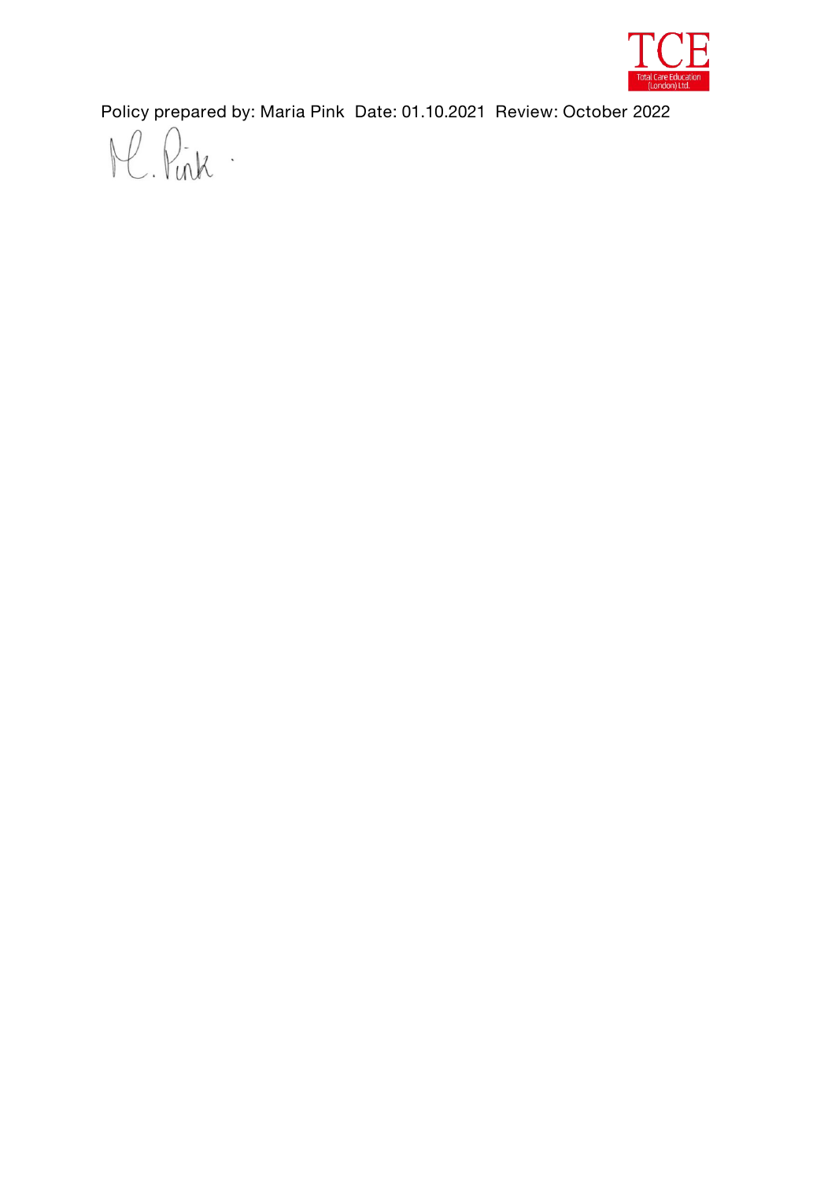Policy prepared by: Maria Pink  Date: 01.10.2021  Review: October 2022

M. Pink